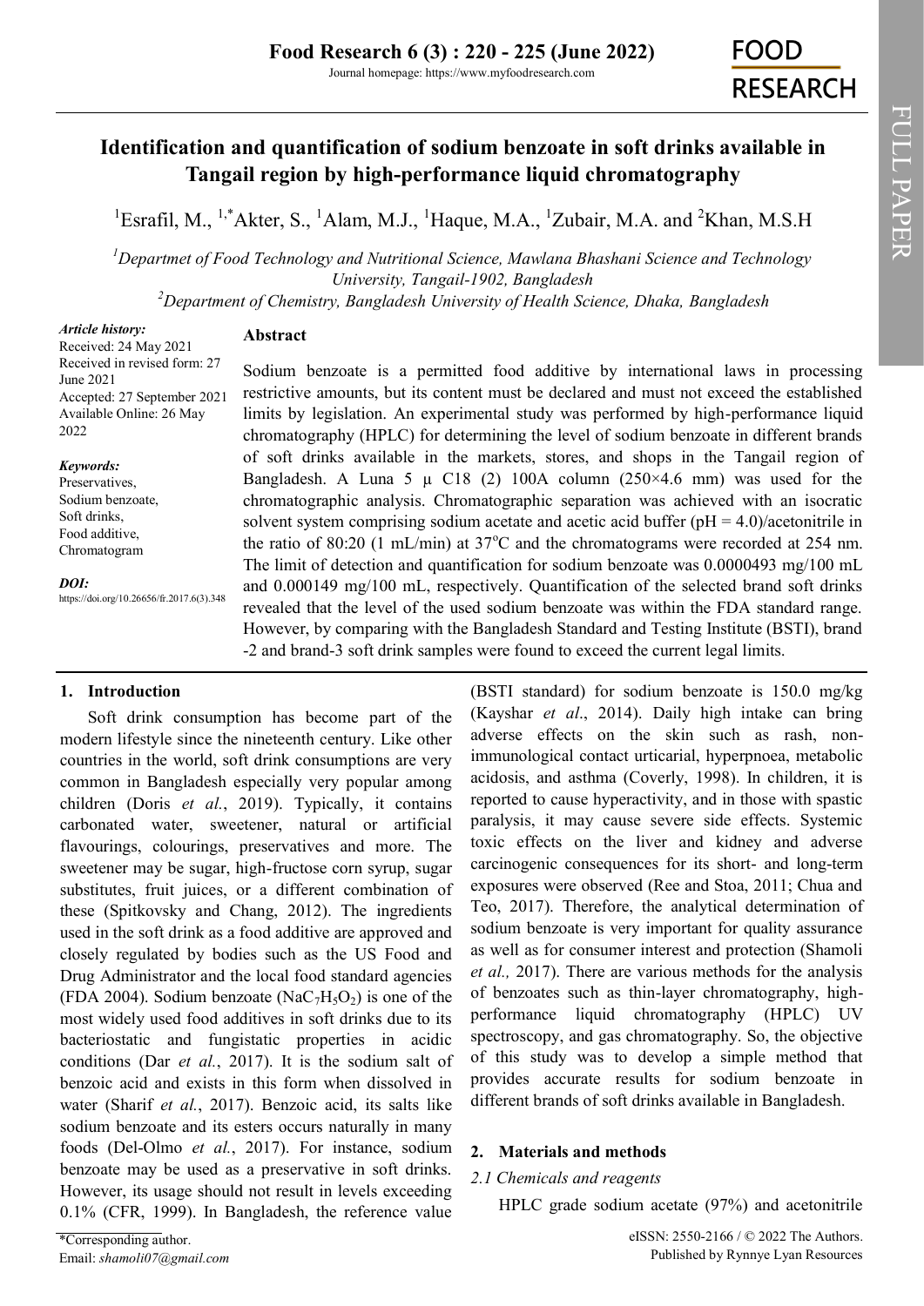# Identification and quantification of sodium benzoate in soft drinks available in Tangail region by high-performance liquid chromatography

[1]Esrafil, M., [1,*]Akter, S., [1]Alam, M.J., [1]Haque, M.A., [1]Zubair, M.A. and [2]Khan, M.S.H

[1]Departmet of Food Technology and Nutritional Science, Mawlana Bhashani Science and Technology University, Tangail-1902, Bangladesh

[2]Department of Chemistry, Bangladesh University of Health Science, Dhaka, Bangladesh

*Article history:*
Received: 24 May 2021
Received in revised form: 27 June 2021
Accepted: 27 September 2021
Available Online: 26 May 2022

*Keywords:*
Preservatives,
Sodium benzoate,
Soft drinks,
Food additive,
Chromatogram

*DOI:*
https://doi.org/10.26656/fr.2017.6(3).348

## Abstract

Sodium benzoate is a permitted food additive by international laws in processing restrictive amounts, but its content must be declared and must not exceed the established limits by legislation. An experimental study was performed by high-performance liquid chromatography (HPLC) for determining the level of sodium benzoate in different brands of soft drinks available in the markets, stores, and shops in the Tangail region of Bangladesh. A Luna 5 µ C18 (2) 100A column (250×4.6 mm) was used for the chromatographic analysis. Chromatographic separation was achieved with an isocratic solvent system comprising sodium acetate and acetic acid buffer (pH = 4.0)/acetonitrile in the ratio of 80:20 (1 mL/min) at 37°C and the chromatograms were recorded at 254 nm. The limit of detection and quantification for sodium benzoate was 0.0000493 mg/100 mL and 0.000149 mg/100 mL, respectively. Quantification of the selected brand soft drinks revealed that the level of the used sodium benzoate was within the FDA standard range. However, by comparing with the Bangladesh Standard and Testing Institute (BSTI), brand -2 and brand-3 soft drink samples were found to exceed the current legal limits.

## 1. Introduction

Soft drink consumption has become part of the modern lifestyle since the nineteenth century. Like other countries in the world, soft drink consumptions are very common in Bangladesh especially very popular among children (Doris *et al.*, 2019). Typically, it contains carbonated water, sweetener, natural or artificial flavourings, colourings, preservatives and more. The sweetener may be sugar, high-fructose corn syrup, sugar substitutes, fruit juices, or a different combination of these (Spitkovsky and Chang, 2012). The ingredients used in the soft drink as a food additive are approved and closely regulated by bodies such as the US Food and Drug Administrator and the local food standard agencies (FDA 2004). Sodium benzoate ($NaC_7H_5O_2$) is one of the most widely used food additives in soft drinks due to its bacteriostatic and fungistatic properties in acidic conditions (Dar *et al.*, 2017). It is the sodium salt of benzoic acid and exists in this form when dissolved in water (Sharif *et al.*, 2017). Benzoic acid, its salts like sodium benzoate and its esters occurs naturally in many foods (Del-Olmo *et al.*, 2017). For instance, sodium benzoate may be used as a preservative in soft drinks. However, its usage should not result in levels exceeding 0.1% (CFR, 1999). In Bangladesh, the reference value (BSTI standard) for sodium benzoate is 150.0 mg/kg (Kayshar *et al*., 2014). Daily high intake can bring adverse effects on the skin such as rash, non-immunological contact urticarial, hyperpnoea, metabolic acidosis, and asthma (Coverly, 1998). In children, it is reported to cause hyperactivity, and in those with spastic paralysis, it may cause severe side effects. Systemic toxic effects on the liver and kidney and adverse carcinogenic consequences for its short- and long-term exposures were observed (Ree and Stoa, 2011; Chua and Teo, 2017). Therefore, the analytical determination of sodium benzoate is very important for quality assurance as well as for consumer interest and protection (Shamoli *et al.,* 2017). There are various methods for the analysis of benzoates such as thin-layer chromatography, high-performance liquid chromatography (HPLC) UV spectroscopy, and gas chromatography. So, the objective of this study was to develop a simple method that provides accurate results for sodium benzoate in different brands of soft drinks available in Bangladesh.

## 2. Materials and methods

### 2.1 Chemicals and reagents

HPLC grade sodium acetate (97%) and acetonitrile

*Corresponding author.
Email: *shamoli07@gmail.com*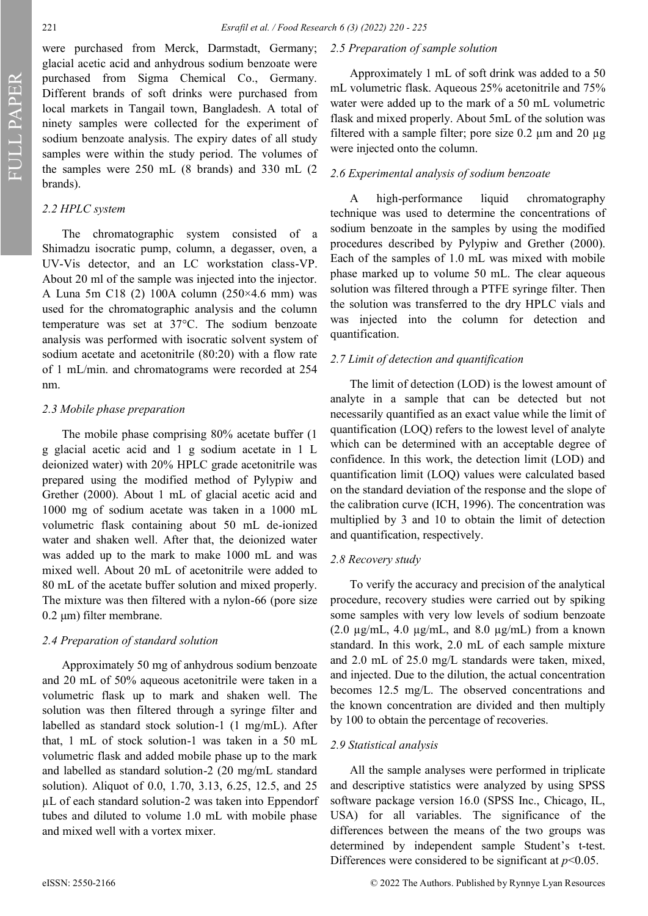were purchased from Merck, Darmstadt, Germany; glacial acetic acid and anhydrous sodium benzoate were purchased from Sigma Chemical Co., Germany. Different brands of soft drinks were purchased from local markets in Tangail town, Bangladesh. A total of ninety samples were collected for the experiment of sodium benzoate analysis. The expiry dates of all study samples were within the study period. The volumes of the samples were 250 mL (8 brands) and 330 mL (2 brands).

### *2.2 HPLC system*

The chromatographic system consisted of a Shimadzu isocratic pump, column, a degasser, oven, a UV-Vis detector, and an LC workstation class-VP. About 20 ml of the sample was injected into the injector. A Luna 5m C18 (2) 100A column (250×4.6 mm) was used for the chromatographic analysis and the column temperature was set at 37°C. The sodium benzoate analysis was performed with isocratic solvent system of sodium acetate and acetonitrile (80:20) with a flow rate of 1 mL/min. and chromatograms were recorded at 254 nm.

### *2.3 Mobile phase preparation*

The mobile phase comprising 80% acetate buffer (1 g glacial acetic acid and 1 g sodium acetate in 1 L deionized water) with 20% HPLC grade acetonitrile was prepared using the modified method of Pylypiw and Grether (2000). About 1 mL of glacial acetic acid and 1000 mg of sodium acetate was taken in a 1000 mL volumetric flask containing about 50 mL de-ionized water and shaken well. After that, the deionized water was added up to the mark to make 1000 mL and was mixed well. About 20 mL of acetonitrile were added to 80 mL of the acetate buffer solution and mixed properly. The mixture was then filtered with a nylon-66 (pore size 0.2 µm) filter membrane.

### *2.4 Preparation of standard solution*

Approximately 50 mg of anhydrous sodium benzoate and 20 mL of 50% aqueous acetonitrile were taken in a volumetric flask up to mark and shaken well. The solution was then filtered through a syringe filter and labelled as standard stock solution-1 (1 mg/mL). After that, 1 mL of stock solution-1 was taken in a 50 mL volumetric flask and added mobile phase up to the mark and labelled as standard solution-2 (20 mg/mL standard solution). Aliquot of 0.0, 1.70, 3.13, 6.25, 12.5, and 25 µL of each standard solution-2 was taken into Eppendorf tubes and diluted to volume 1.0 mL with mobile phase and mixed well with a vortex mixer.

### *2.5 Preparation of sample solution*

Approximately 1 mL of soft drink was added to a 50 mL volumetric flask. Aqueous 25% acetonitrile and 75% water were added up to the mark of a 50 mL volumetric flask and mixed properly. About 5mL of the solution was filtered with a sample filter; pore size 0.2 µm and 20 µg were injected onto the column.

### *2.6 Experimental analysis of sodium benzoate*

A high-performance liquid chromatography technique was used to determine the concentrations of sodium benzoate in the samples by using the modified procedures described by Pylypiw and Grether (2000). Each of the samples of 1.0 mL was mixed with mobile phase marked up to volume 50 mL. The clear aqueous solution was filtered through a PTFE syringe filter. Then the solution was transferred to the dry HPLC vials and was injected into the column for detection and quantification.

### *2.7 Limit of detection and quantification*

The limit of detection (LOD) is the lowest amount of analyte in a sample that can be detected but not necessarily quantified as an exact value while the limit of quantification (LOQ) refers to the lowest level of analyte which can be determined with an acceptable degree of confidence. In this work, the detection limit (LOD) and quantification limit (LOQ) values were calculated based on the standard deviation of the response and the slope of the calibration curve (ICH, 1996). The concentration was multiplied by 3 and 10 to obtain the limit of detection and quantification, respectively.

### *2.8 Recovery study*

To verify the accuracy and precision of the analytical procedure, recovery studies were carried out by spiking some samples with very low levels of sodium benzoate (2.0 µg/mL, 4.0 µg/mL, and 8.0 µg/mL) from a known standard. In this work, 2.0 mL of each sample mixture and 2.0 mL of 25.0 mg/L standards were taken, mixed, and injected. Due to the dilution, the actual concentration becomes 12.5 mg/L. The observed concentrations and the known concentration are divided and then multiply by 100 to obtain the percentage of recoveries.

### *2.9 Statistical analysis*

All the sample analyses were performed in triplicate and descriptive statistics were analyzed by using SPSS software package version 16.0 (SPSS Inc., Chicago, IL, USA) for all variables. The significance of the differences between the means of the two groups was determined by independent sample Student's t-test. Differences were considered to be significant at $p<0.05$.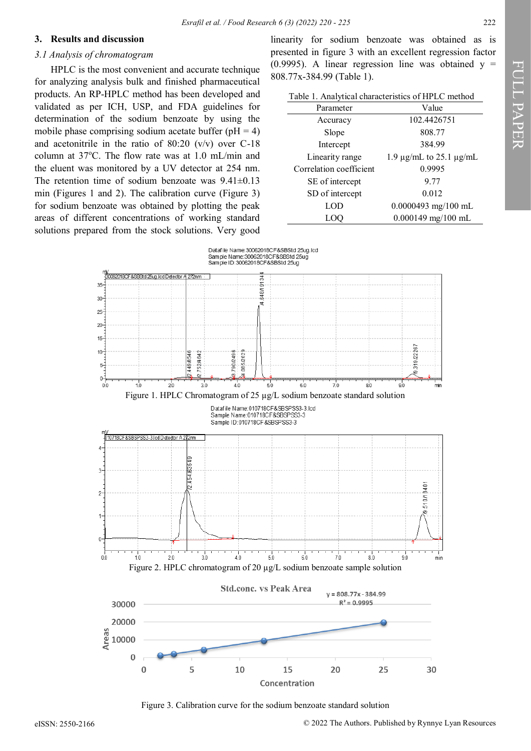## 3. Results and discussion

### *3.1 Analysis of chromatogram*

HPLC is the most convenient and accurate technique for analyzing analysis bulk and finished pharmaceutical products. An RP-HPLC method has been developed and validated as per ICH, USP, and FDA guidelines for determination of the sodium benzoate by using the mobile phase comprising sodium acetate buffer (pH = 4) and acetonitrile in the ratio of 80:20 (v/v) over C-18 column at 37°C. The flow rate was at 1.0 mL/min and the eluent was monitored by a UV detector at 254 nm. The retention time of sodium benzoate was 9.41±0.13 min (Figures 1 and 2). The calibration curve (Figure 3) for sodium benzoate was obtained by plotting the peak areas of different concentrations of working standard solutions prepared from the stock solutions. Very good linearity for sodium benzoate was obtained as is presented in figure 3 with an excellent regression factor (0.9995). A linear regression line was obtained y = 808.77x-384.99 (Table 1).

Table 1. Analytical characteristics of HPLC method

| Parameter | Value |
|---|---|
| Accuracy | 102.4426751 |
| Slope | 808.77 |
| Intercept | 384.99 |
| Linearity range | 1.9 µg/mL to 25.1 µg/mL |
| Correlation coefficient | 0.9995 |
| SE of intercept | 9.77 |
| SD of intercept | 0.012 |
| LOD | 0.0000493 mg/100 mL |
| LOQ | 0.000149 mg/100 mL |

Figure 1. HPLC Chromatogram of 25 µg/L sodium benzoate standard solution

Figure 2. HPLC chromatogram of 20 µg/L sodium benzoate sample solution

Figure 3. Calibration curve for the sodium benzoate standard solution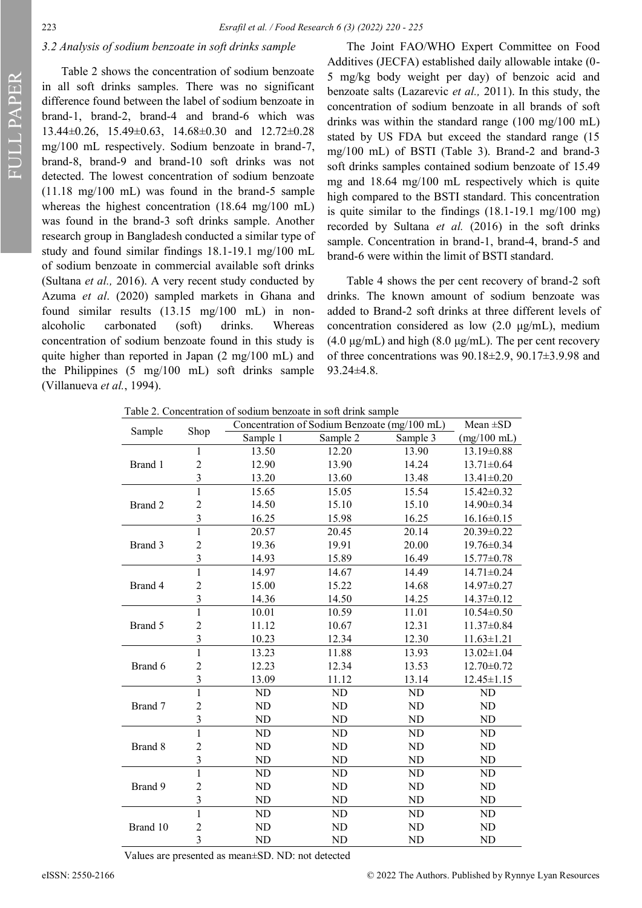### 3.2 Analysis of sodium benzoate in soft drinks sample

Table 2 shows the concentration of sodium benzoate in all soft drinks samples. There was no significant difference found between the label of sodium benzoate in brand-1, brand-2, brand-4 and brand-6 which was 13.44±0.26, 15.49±0.63, 14.68±0.30 and 12.72±0.28 mg/100 mL respectively. Sodium benzoate in brand-7, brand-8, brand-9 and brand-10 soft drinks was not detected. The lowest concentration of sodium benzoate (11.18 mg/100 mL) was found in the brand-5 sample whereas the highest concentration (18.64 mg/100 mL) was found in the brand-3 soft drinks sample. Another research group in Bangladesh conducted a similar type of study and found similar findings 18.1-19.1 mg/100 mL of sodium benzoate in commercial available soft drinks (Sultana *et al.,* 2016). A very recent study conducted by Azuma *et al*. (2020) sampled markets in Ghana and found similar results (13.15 mg/100 mL) in non-alcoholic carbonated (soft) drinks. Whereas concentration of sodium benzoate found in this study is quite higher than reported in Japan (2 mg/100 mL) and the Philippines (5 mg/100 mL) soft drinks sample (Villanueva *et al.*, 1994).

The Joint FAO/WHO Expert Committee on Food Additives (JECFA) established daily allowable intake (0-5 mg/kg body weight per day) of benzoic acid and benzoate salts (Lazarevic *et al.,* 2011). In this study, the concentration of sodium benzoate in all brands of soft drinks was within the standard range (100 mg/100 mL) stated by US FDA but exceed the standard range (15 mg/100 mL) of BSTI (Table 3). Brand-2 and brand-3 soft drinks samples contained sodium benzoate of 15.49 mg and 18.64 mg/100 mL respectively which is quite high compared to the BSTI standard. This concentration is quite similar to the findings (18.1-19.1 mg/100 mg) recorded by Sultana *et al.* (2016) in the soft drinks sample. Concentration in brand-1, brand-4, brand-5 and brand-6 were within the limit of BSTI standard.

Table 4 shows the per cent recovery of brand-2 soft drinks. The known amount of sodium benzoate was added to Brand-2 soft drinks at three different levels of concentration considered as low (2.0 μg/mL), medium (4.0 μg/mL) and high (8.0 μg/mL). The per cent recovery of three concentrations was 90.18±2.9, 90.17±3.9.98 and 93.24±4.8.

Table 2. Concentration of sodium benzoate in soft drink sample

| Sample | Shop | Concentration of Sodium Benzoate (mg/100 mL) | | | Mean ±SD |
|---|---|---|---|---|---|
| | | Sample 1 | Sample 2 | Sample 3 | (mg/100 mL) |
| Brand 1 | 1 | 13.50 | 12.20 | 13.90 | 13.19±0.88 |
| | 2 | 12.90 | 13.90 | 14.24 | 13.71±0.64 |
| | 3 | 13.20 | 13.60 | 13.48 | 13.41±0.20 |
| Brand 2 | 1 | 15.65 | 15.05 | 15.54 | 15.42±0.32 |
| | 2 | 14.50 | 15.10 | 15.10 | 14.90±0.34 |
| | 3 | 16.25 | 15.98 | 16.25 | 16.16±0.15 |
| Brand 3 | 1 | 20.57 | 20.45 | 20.14 | 20.39±0.22 |
| | 2 | 19.36 | 19.91 | 20.00 | 19.76±0.34 |
| | 3 | 14.93 | 15.89 | 16.49 | 15.77±0.78 |
| Brand 4 | 1 | 14.97 | 14.67 | 14.49 | 14.71±0.24 |
| | 2 | 15.00 | 15.22 | 14.68 | 14.97±0.27 |
| | 3 | 14.36 | 14.50 | 14.25 | 14.37±0.12 |
| Brand 5 | 1 | 10.01 | 10.59 | 11.01 | 10.54±0.50 |
| | 2 | 11.12 | 10.67 | 12.31 | 11.37±0.84 |
| | 3 | 10.23 | 12.34 | 12.30 | 11.63±1.21 |
| Brand 6 | 1 | 13.23 | 11.88 | 13.93 | 13.02±1.04 |
| | 2 | 12.23 | 12.34 | 13.53 | 12.70±0.72 |
| | 3 | 13.09 | 11.12 | 13.14 | 12.45±1.15 |
| Brand 7 | 1 | ND | ND | ND | ND |
| | 2 | ND | ND | ND | ND |
| | 3 | ND | ND | ND | ND |
| Brand 8 | 1 | ND | ND | ND | ND |
| | 2 | ND | ND | ND | ND |
| | 3 | ND | ND | ND | ND |
| Brand 9 | 1 | ND | ND | ND | ND |
| | 2 | ND | ND | ND | ND |
| | 3 | ND | ND | ND | ND |
| Brand 10 | 1 | ND | ND | ND | ND |
| | 2 | ND | ND | ND | ND |
| | 3 | ND | ND | ND | ND |

Values are presented as mean±SD. ND: not detected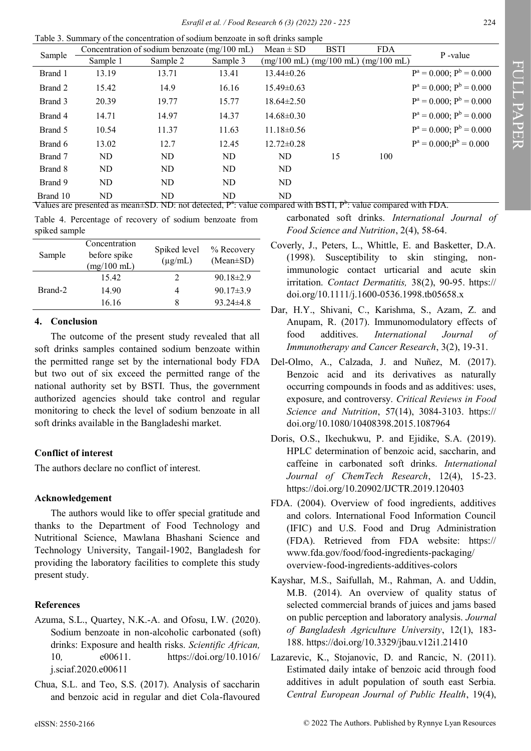Table 3. Summary of the concentration of sodium benzoate in soft drinks sample

| Sample | Concentration of sodium benzoate (mg/100 mL) | | | Mean ± SD | BSTI | FDA | P -value |
|---|---|---|---|---|---|---|---|
| | Sample 1 | Sample 2 | Sample 3 | (mg/100 mL) | (mg/100 mL) | (mg/100 mL) | |
| Brand 1 | 13.19 | 13.71 | 13.41 | 13.44±0.26 | | | $P^a = 0.000$; $P^b = 0.000$ |
| Brand 2 | 15.42 | 14.9 | 16.16 | 15.49±0.63 | | | $P^a = 0.000$; $P^b = 0.000$ |
| Brand 3 | 20.39 | 19.77 | 15.77 | 18.64±2.50 | | | $P^a = 0.000$; $P^b = 0.000$ |
| Brand 4 | 14.71 | 14.97 | 14.37 | 14.68±0.30 | | | $P^a = 0.000$; $P^b = 0.000$ |
| Brand 5 | 10.54 | 11.37 | 11.63 | 11.18±0.56 | | | $P^a = 0.000$; $P^b = 0.000$ |
| Brand 6 | 13.02 | 12.7 | 12.45 | 12.72±0.28 | | | $P^a = 0.000$; $P^b = 0.000$ |
| Brand 7 | ND | ND | ND | ND | 15 | 100 | |
| Brand 8 | ND | ND | ND | ND | | | |
| Brand 9 | ND | ND | ND | ND | | | |
| Brand 10 | ND | ND | ND | ND | | | |

Values are presented as mean±SD. ND: not detected, $P^a$: value compared with BSTI, $P^b$: value compared with FDA.

Table 4. Percentage of recovery of sodium benzoate from spiked sample

| Sample | Concentration before spike (mg/100 mL) | Spiked level (µg/mL) | % Recovery (Mean±SD) |
|---|---|---|---|
| Brand-2 | 15.42 | 2 | 90.18±2.9 |
| | 14.90 | 4 | 90.17±3.9 |
| | 16.16 | 8 | 93.24±4.8 |

## 4. Conclusion

The outcome of the present study revealed that all soft drinks samples contained sodium benzoate within the permitted range set by the international body FDA but two out of six exceed the permitted range of the national authority set by BSTI. Thus, the government authorized agencies should take control and regular monitoring to check the level of sodium benzoate in all soft drinks available in the Bangladeshi market.

### Conflict of interest

The authors declare no conflict of interest.

### Acknowledgement

The authors would like to offer special gratitude and thanks to the Department of Food Technology and Nutritional Science, Mawlana Bhashani Science and Technology University, Tangail-1902, Bangladesh for providing the laboratory facilities to complete this study present study.

### References

Azuma, S.L., Quartey, N.K.-A. and Ofosu, I.W. (2020). Sodium benzoate in non-alcoholic carbonated (soft) drinks: Exposure and health risks. *Scientific African,* 10, e00611. https://doi.org/10.1016/j.sciaf.2020.e00611

Chua, S.L. and Teo, S.S. (2017). Analysis of saccharin and benzoic acid in regular and diet Cola-flavoured carbonated soft drinks. *International Journal of Food Science and Nutrition*, 2(4), 58-64.

Coverly, J., Peters, L., Whittle, E. and Basketter, D.A. (1998). Susceptibility to skin stinging, non-immunologic contact urticarial and acute skin irritation. *Contact Dermatitis,* 38(2), 90-95. https://doi.org/10.1111/j.1600-0536.1998.tb05658.x

Dar, H.Y., Shivani, C., Karishma, S., Azam, Z. and Anupam, R. (2017). Immunomodulatory effects of food additives. *International Journal of Immunotherapy and Cancer Research*, 3(2), 19-31.

Del-Olmo, A., Calzada, J. and Nuñez, M. (2017). Benzoic acid and its derivatives as naturally occurring compounds in foods and as additives: uses, exposure, and controversy. *Critical Reviews in Food Science and Nutrition*, 57(14), 3084-3103. https://doi.org/10.1080/10408398.2015.1087964

Doris, O.S., Ikechukwu, P. and Ejidike, S.A. (2019). HPLC determination of benzoic acid, saccharin, and caffeine in carbonated soft drinks. *International Journal of ChemTech Research*, 12(4), 15-23. https://doi.org/10.20902/IJCTR.2019.120403

FDA. (2004). Overview of food ingredients, additives and colors. International Food Information Council (IFIC) and U.S. Food and Drug Administration (FDA). Retrieved from FDA website: https://www.fda.gov/food/food-ingredients-packaging/overview-food-ingredients-additives-colors

Kayshar, M.S., Saifullah, M., Rahman, A. and Uddin, M.B. (2014). An overview of quality status of selected commercial brands of juices and jams based on public perception and laboratory analysis. *Journal of Bangladesh Agriculture University*, 12(1), 183-188. https://doi.org/10.3329/jbau.v12i1.21410

Lazarevic, K., Stojanovic, D. and Rancic, N. (2011). Estimated daily intake of benzoic acid through food additives in adult population of south east Serbia. *Central European Journal of Public Health*, 19(4),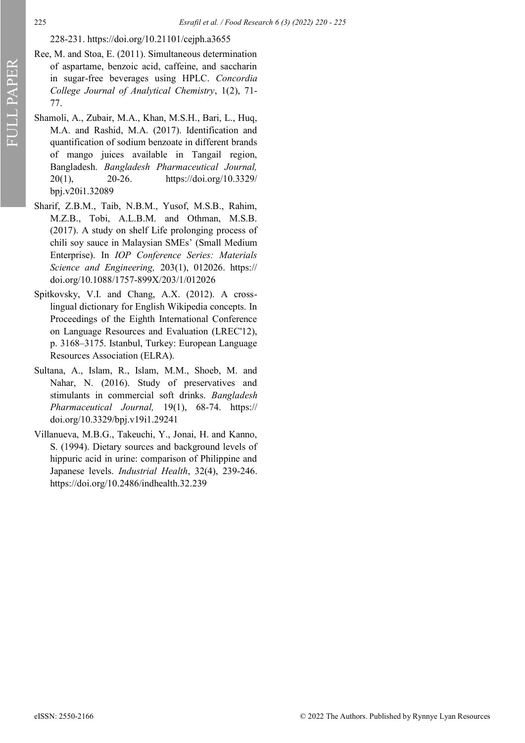228-231. https://doi.org/10.21101/cejph.a3655

Ree, M. and Stoa, E. (2011). Simultaneous determination of aspartame, benzoic acid, caffeine, and saccharin in sugar-free beverages using HPLC. *Concordia College Journal of Analytical Chemistry*, 1(2), 71-77.

Shamoli, A., Zubair, M.A., Khan, M.S.H., Bari, L., Huq, M.A. and Rashid, M.A. (2017). Identification and quantification of sodium benzoate in different brands of mango juices available in Tangail region, Bangladesh. *Bangladesh Pharmaceutical Journal,* 20(1), 20-26. https://doi.org/10.3329/bpj.v20i1.32089

Sharif, Z.B.M., Taib, N.B.M., Yusof, M.S.B., Rahim, M.Z.B., Tobi, A.L.B.M. and Othman, M.S.B. (2017). A study on shelf Life prolonging process of chili soy sauce in Malaysian SMEs' (Small Medium Enterprise). In *IOP Conference Series: Materials Science and Engineering,* 203(1), 012026. https://doi.org/10.1088/1757-899X/203/1/012026

Spitkovsky, V.I. and Chang, A.X. (2012). A cross-lingual dictionary for English Wikipedia concepts. In Proceedings of the Eighth International Conference on Language Resources and Evaluation (LREC'12), p. 3168–3175. Istanbul, Turkey: European Language Resources Association (ELRA).

Sultana, A., Islam, R., Islam, M.M., Shoeb, M. and Nahar, N. (2016). Study of preservatives and stimulants in commercial soft drinks. *Bangladesh Pharmaceutical Journal,* 19(1), 68-74. https://doi.org/10.3329/bpj.v19i1.29241

Villanueva, M.B.G., Takeuchi, Y., Jonai, H. and Kanno, S. (1994). Dietary sources and background levels of hippuric acid in urine: comparison of Philippine and Japanese levels. *Industrial Health*, 32(4), 239-246. https://doi.org/10.2486/indhealth.32.239